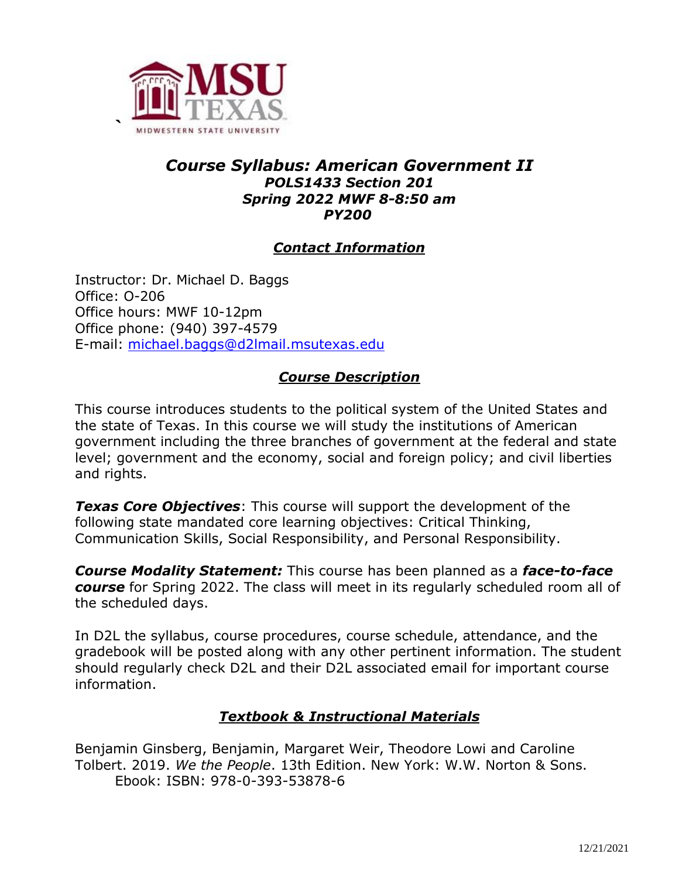# *Course Syllabus: American Government II*

***POLS1433 Section 201***
***Spring 2022 MWF 8-8:50 am***
***PY200***

## ***Contact Information***

Instructor: Dr. Michael D. Baggs
Office: O-206
Office hours: MWF 10-12pm
Office phone: (940) 397-4579
E-mail: michael.baggs@d2lmail.msutexas.edu

## ***Course Description***

This course introduces students to the political system of the United States and the state of Texas. In this course we will study the institutions of American government including the three branches of government at the federal and state level; government and the economy, social and foreign policy; and civil liberties and rights.

***Texas Core Objectives***: This course will support the development of the following state mandated core learning objectives: Critical Thinking, Communication Skills, Social Responsibility, and Personal Responsibility.

***Course Modality Statement:*** This course has been planned as a ***face-to-face course*** for Spring 2022. The class will meet in its regularly scheduled room all of the scheduled days.

In D2L the syllabus, course procedures, course schedule, attendance, and the gradebook will be posted along with any other pertinent information. The student should regularly check D2L and their D2L associated email for important course information.

## ***Textbook & Instructional Materials***

Benjamin Ginsberg, Benjamin, Margaret Weir, Theodore Lowi and Caroline Tolbert. 2019. *We the People*. 13th Edition. New York: W.W. Norton & Sons.
Ebook: ISBN: 978-0-393-53878-6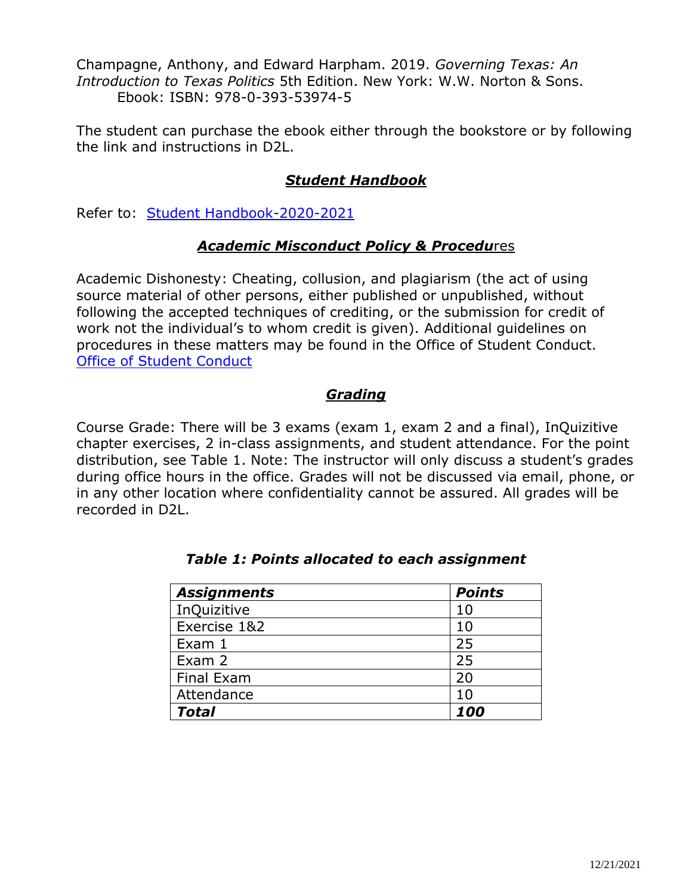Champagne, Anthony, and Edward Harpham. 2019. *Governing Texas: An Introduction to Texas Politics* 5th Edition. New York: W.W. Norton & Sons.
Ebook: ISBN: 978-0-393-53974-5

The student can purchase the ebook either through the bookstore or by following the link and instructions in D2L.

## ***Student Handbook***

Refer to: [Student Handbook-2020-2021]()

## ***Academic Misconduct Policy & Procedu***res

Academic Dishonesty: Cheating, collusion, and plagiarism (the act of using source material of other persons, either published or unpublished, without following the accepted techniques of crediting, or the submission for credit of work not the individual's to whom credit is given). Additional guidelines on procedures in these matters may be found in the Office of Student Conduct. [Office of Student Conduct]()

## ***Grading***

Course Grade: There will be 3 exams (exam 1, exam 2 and a final), InQuizitive chapter exercises, 2 in-class assignments, and student attendance. For the point distribution, see Table 1. Note: The instructor will only discuss a student's grades during office hours in the office. Grades will not be discussed via email, phone, or in any other location where confidentiality cannot be assured. All grades will be recorded in D2L.

***Table 1: Points allocated to each assignment***

| ***Assignments*** | ***Points*** |
|---|---|
| InQuizitive | 10 |
| Exercise 1&2 | 10 |
| Exam 1 | 25 |
| Exam 2 | 25 |
| Final Exam | 20 |
| Attendance | 10 |
| ***Total*** | ***100*** |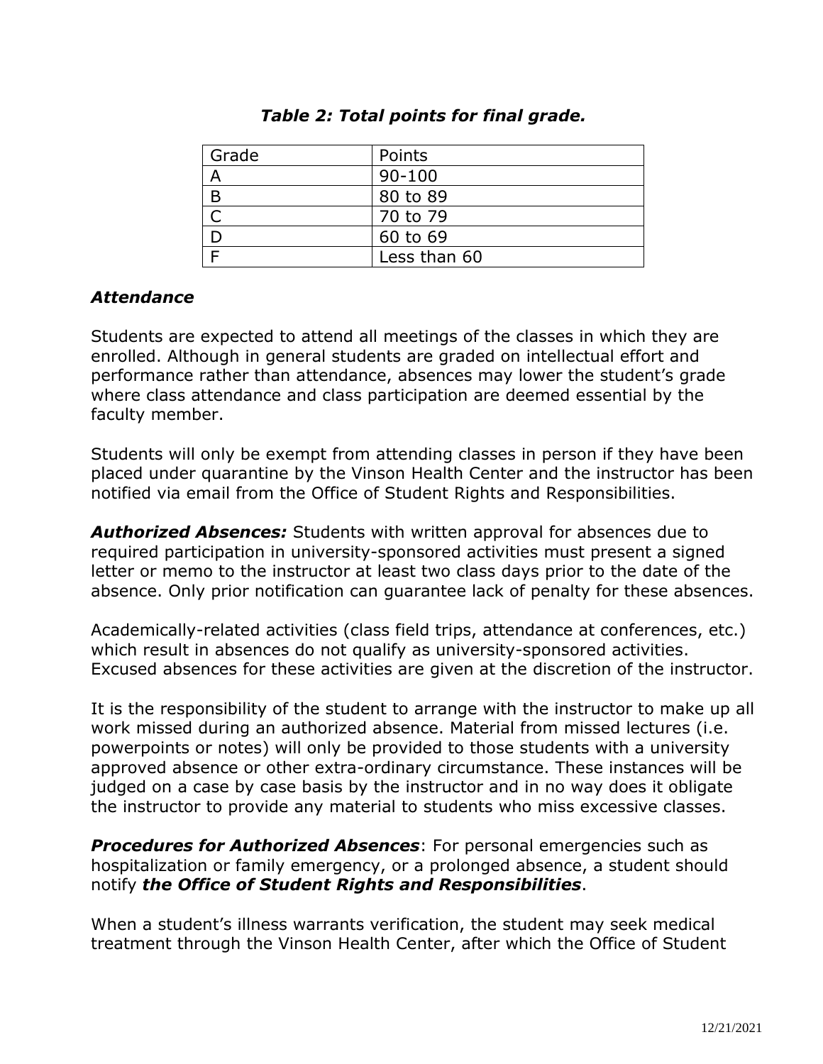*Table 2: Total points for final grade.*

| Grade | Points |
| --- | --- |
| A | 90-100 |
| B | 80 to 89 |
| C | 70 to 79 |
| D | 60 to 69 |
| F | Less than 60 |

### *Attendance*

Students are expected to attend all meetings of the classes in which they are enrolled. Although in general students are graded on intellectual effort and performance rather than attendance, absences may lower the student's grade where class attendance and class participation are deemed essential by the faculty member.

Students will only be exempt from attending classes in person if they have been placed under quarantine by the Vinson Health Center and the instructor has been notified via email from the Office of Student Rights and Responsibilities.

***Authorized Absences:*** Students with written approval for absences due to required participation in university-sponsored activities must present a signed letter or memo to the instructor at least two class days prior to the date of the absence. Only prior notification can guarantee lack of penalty for these absences.

Academically-related activities (class field trips, attendance at conferences, etc.) which result in absences do not qualify as university-sponsored activities. Excused absences for these activities are given at the discretion of the instructor.

It is the responsibility of the student to arrange with the instructor to make up all work missed during an authorized absence. Material from missed lectures (i.e. powerpoints or notes) will only be provided to those students with a university approved absence or other extra-ordinary circumstance. These instances will be judged on a case by case basis by the instructor and in no way does it obligate the instructor to provide any material to students who miss excessive classes.

***Procedures for Authorized Absences***: For personal emergencies such as hospitalization or family emergency, or a prolonged absence, a student should notify ***the Office of Student Rights and Responsibilities***.

When a student's illness warrants verification, the student may seek medical treatment through the Vinson Health Center, after which the Office of Student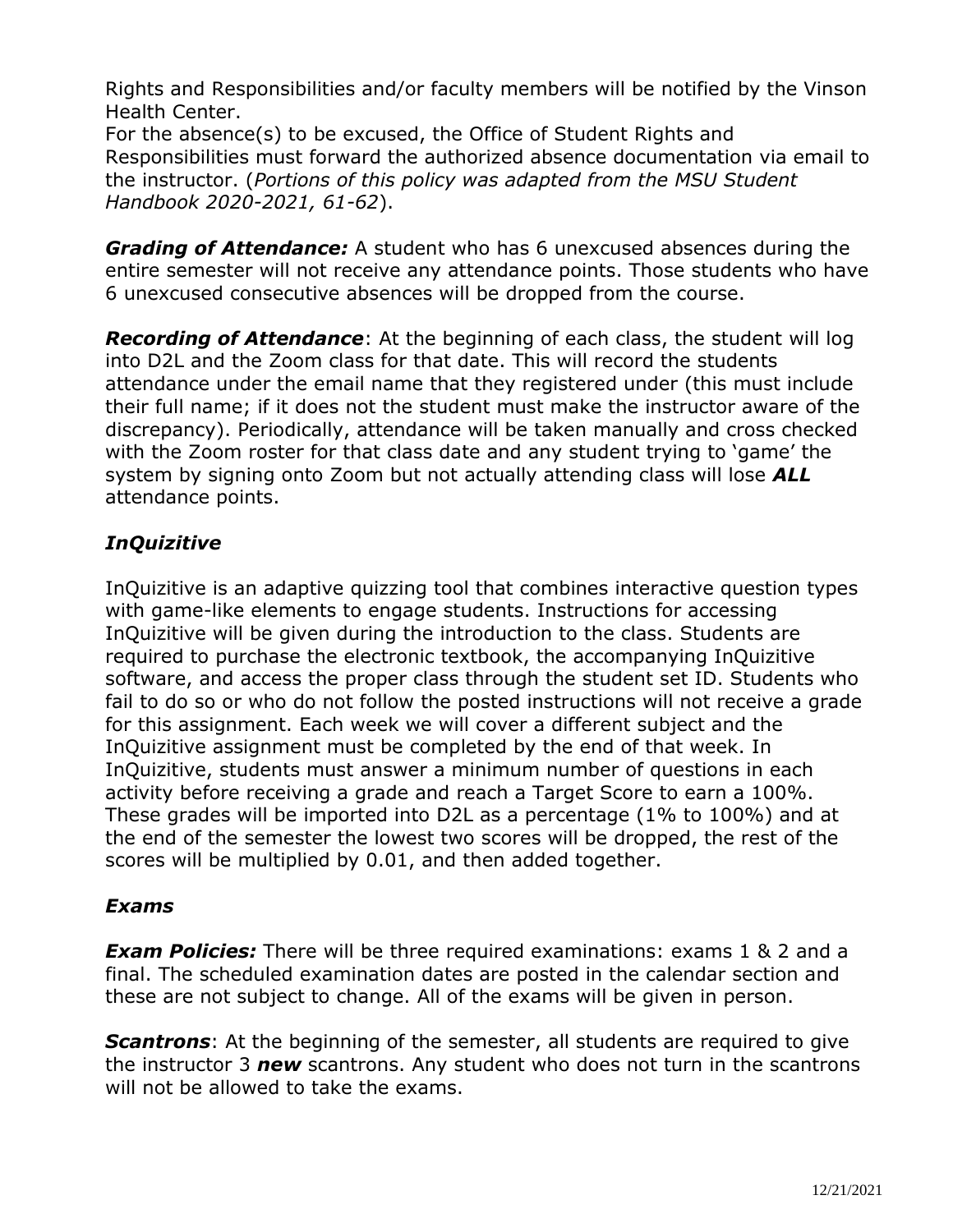Rights and Responsibilities and/or faculty members will be notified by the Vinson Health Center.

For the absence(s) to be excused, the Office of Student Rights and Responsibilities must forward the authorized absence documentation via email to the instructor. (*Portions of this policy was adapted from the MSU Student Handbook 2020-2021, 61-62*).

***Grading of Attendance:*** A student who has 6 unexcused absences during the entire semester will not receive any attendance points. Those students who have 6 unexcused consecutive absences will be dropped from the course.

***Recording of Attendance***: At the beginning of each class, the student will log into D2L and the Zoom class for that date. This will record the students attendance under the email name that they registered under (this must include their full name; if it does not the student must make the instructor aware of the discrepancy). Periodically, attendance will be taken manually and cross checked with the Zoom roster for that class date and any student trying to 'game' the system by signing onto Zoom but not actually attending class will lose ***ALL*** attendance points.

### *InQuizitive*

InQuizitive is an adaptive quizzing tool that combines interactive question types with game-like elements to engage students. Instructions for accessing InQuizitive will be given during the introduction to the class. Students are required to purchase the electronic textbook, the accompanying InQuizitive software, and access the proper class through the student set ID. Students who fail to do so or who do not follow the posted instructions will not receive a grade for this assignment. Each week we will cover a different subject and the InQuizitive assignment must be completed by the end of that week. In InQuizitive, students must answer a minimum number of questions in each activity before receiving a grade and reach a Target Score to earn a 100%. These grades will be imported into D2L as a percentage (1% to 100%) and at the end of the semester the lowest two scores will be dropped, the rest of the scores will be multiplied by 0.01, and then added together.

### *Exams*

***Exam Policies:*** There will be three required examinations: exams 1 & 2 and a final. The scheduled examination dates are posted in the calendar section and these are not subject to change. All of the exams will be given in person.

***Scantrons***: At the beginning of the semester, all students are required to give the instructor 3 ***new*** scantrons. Any student who does not turn in the scantrons will not be allowed to take the exams.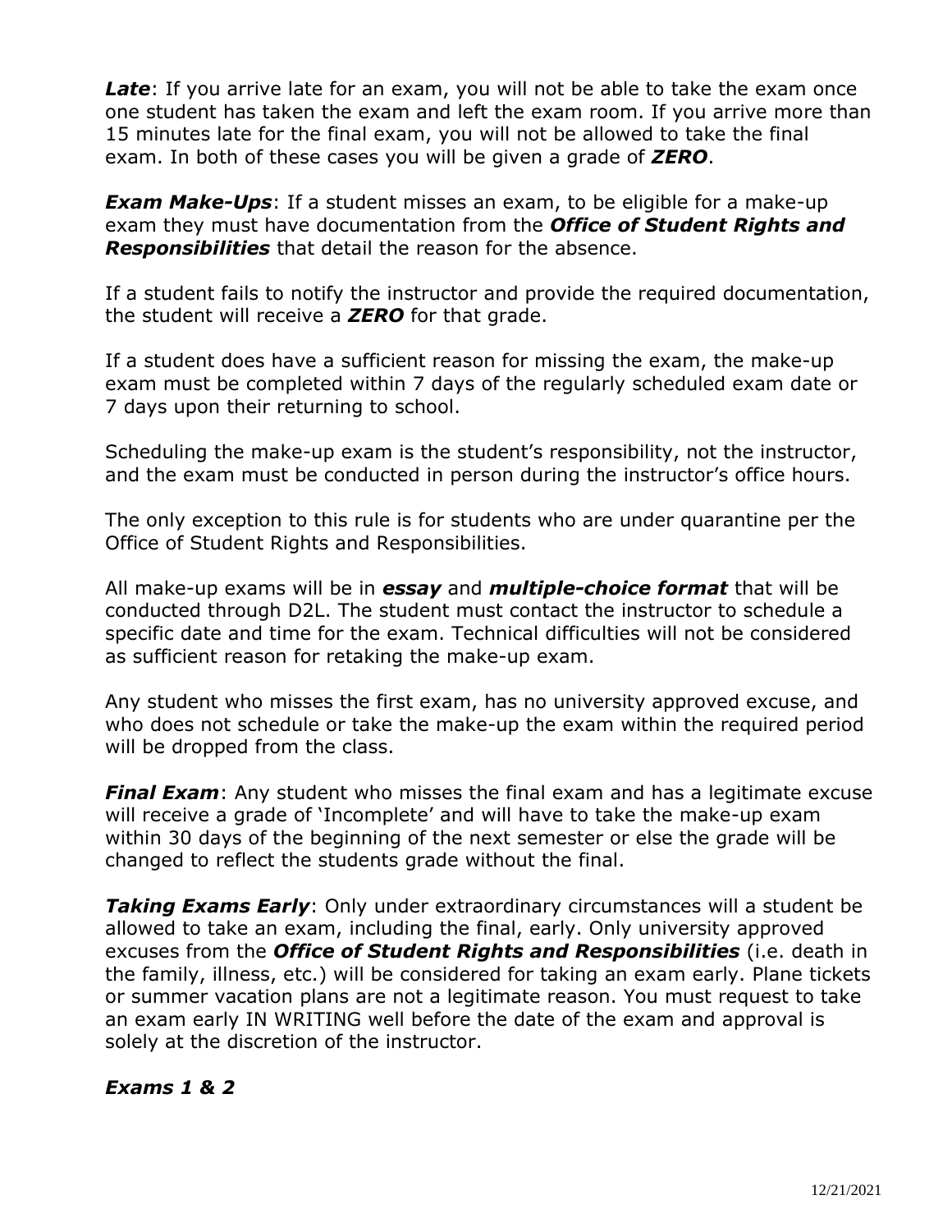***Late***: If you arrive late for an exam, you will not be able to take the exam once one student has taken the exam and left the exam room. If you arrive more than 15 minutes late for the final exam, you will not be allowed to take the final exam. In both of these cases you will be given a grade of ***ZERO***.

***Exam Make-Ups***: If a student misses an exam, to be eligible for a make-up exam they must have documentation from the ***Office of Student Rights and Responsibilities*** that detail the reason for the absence.

If a student fails to notify the instructor and provide the required documentation, the student will receive a ***ZERO*** for that grade.

If a student does have a sufficient reason for missing the exam, the make-up exam must be completed within 7 days of the regularly scheduled exam date or 7 days upon their returning to school.

Scheduling the make-up exam is the student's responsibility, not the instructor, and the exam must be conducted in person during the instructor's office hours.

The only exception to this rule is for students who are under quarantine per the Office of Student Rights and Responsibilities.

All make-up exams will be in ***essay*** and ***multiple-choice format*** that will be conducted through D2L. The student must contact the instructor to schedule a specific date and time for the exam. Technical difficulties will not be considered as sufficient reason for retaking the make-up exam.

Any student who misses the first exam, has no university approved excuse, and who does not schedule or take the make-up the exam within the required period will be dropped from the class.

***Final Exam***: Any student who misses the final exam and has a legitimate excuse will receive a grade of 'Incomplete' and will have to take the make-up exam within 30 days of the beginning of the next semester or else the grade will be changed to reflect the students grade without the final.

***Taking Exams Early***: Only under extraordinary circumstances will a student be allowed to take an exam, including the final, early. Only university approved excuses from the ***Office of Student Rights and Responsibilities*** (i.e. death in the family, illness, etc.) will be considered for taking an exam early. Plane tickets or summer vacation plans are not a legitimate reason. You must request to take an exam early IN WRITING well before the date of the exam and approval is solely at the discretion of the instructor.

***Exams 1 & 2***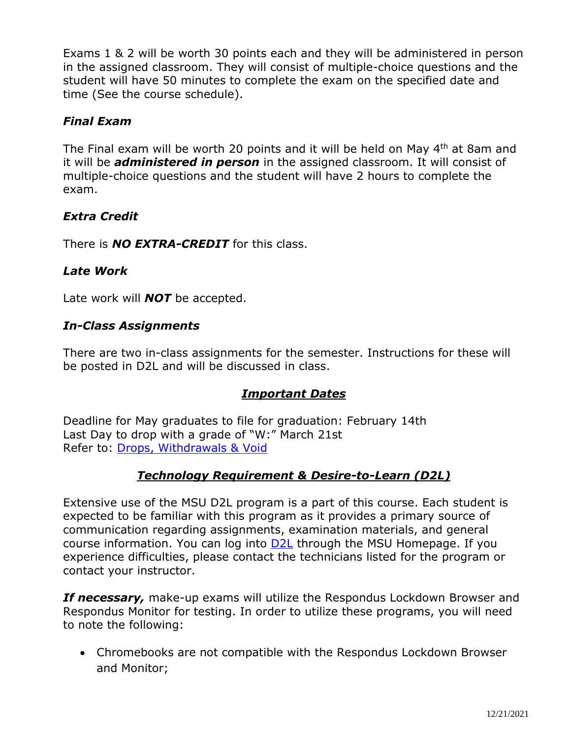Exams 1 & 2 will be worth 30 points each and they will be administered in person in the assigned classroom. They will consist of multiple-choice questions and the student will have 50 minutes to complete the exam on the specified date and time (See the course schedule).

### *Final Exam*

The Final exam will be worth 20 points and it will be held on May 4th at 8am and it will be ***administered in person*** in the assigned classroom. It will consist of multiple-choice questions and the student will have 2 hours to complete the exam.

### *Extra Credit*

There is ***NO EXTRA-CREDIT*** for this class.

### *Late Work*

Late work will ***NOT*** be accepted.

### *In-Class Assignments*

There are two in-class assignments for the semester. Instructions for these will be posted in D2L and will be discussed in class.

## ***Important Dates***

Deadline for May graduates to file for graduation: February 14th
Last Day to drop with a grade of "W:" March 21st
Refer to: Drops, Withdrawals & Void

## ***Technology Requirement & Desire-to-Learn (D2L)***

Extensive use of the MSU D2L program is a part of this course. Each student is expected to be familiar with this program as it provides a primary source of communication regarding assignments, examination materials, and general course information. You can log into D2L through the MSU Homepage. If you experience difficulties, please contact the technicians listed for the program or contact your instructor.

***If necessary,*** make-up exams will utilize the Respondus Lockdown Browser and Respondus Monitor for testing. In order to utilize these programs, you will need to note the following:

- Chromebooks are not compatible with the Respondus Lockdown Browser and Monitor;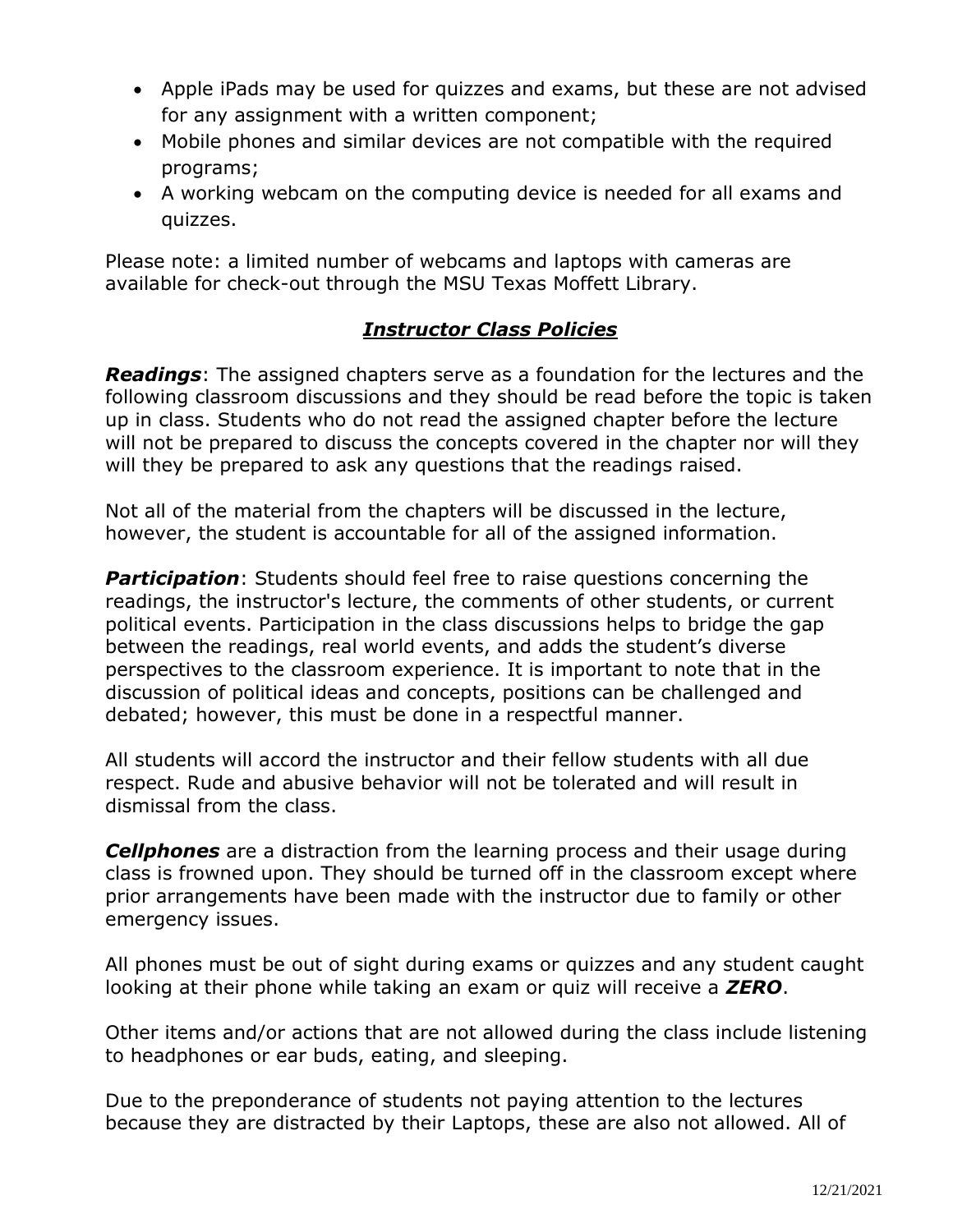- Apple iPads may be used for quizzes and exams, but these are not advised for any assignment with a written component;
- Mobile phones and similar devices are not compatible with the required programs;
- A working webcam on the computing device is needed for all exams and quizzes.

Please note: a limited number of webcams and laptops with cameras are available for check-out through the MSU Texas Moffett Library.

## ***Instructor Class Policies***

***Readings***: The assigned chapters serve as a foundation for the lectures and the following classroom discussions and they should be read before the topic is taken up in class. Students who do not read the assigned chapter before the lecture will not be prepared to discuss the concepts covered in the chapter nor will they will they be prepared to ask any questions that the readings raised.

Not all of the material from the chapters will be discussed in the lecture, however, the student is accountable for all of the assigned information.

***Participation***: Students should feel free to raise questions concerning the readings, the instructor's lecture, the comments of other students, or current political events. Participation in the class discussions helps to bridge the gap between the readings, real world events, and adds the student's diverse perspectives to the classroom experience. It is important to note that in the discussion of political ideas and concepts, positions can be challenged and debated; however, this must be done in a respectful manner.

All students will accord the instructor and their fellow students with all due respect. Rude and abusive behavior will not be tolerated and will result in dismissal from the class.

***Cellphones*** are a distraction from the learning process and their usage during class is frowned upon. They should be turned off in the classroom except where prior arrangements have been made with the instructor due to family or other emergency issues.

All phones must be out of sight during exams or quizzes and any student caught looking at their phone while taking an exam or quiz will receive a ***ZERO***.

Other items and/or actions that are not allowed during the class include listening to headphones or ear buds, eating, and sleeping.

Due to the preponderance of students not paying attention to the lectures because they are distracted by their Laptops, these are also not allowed. All of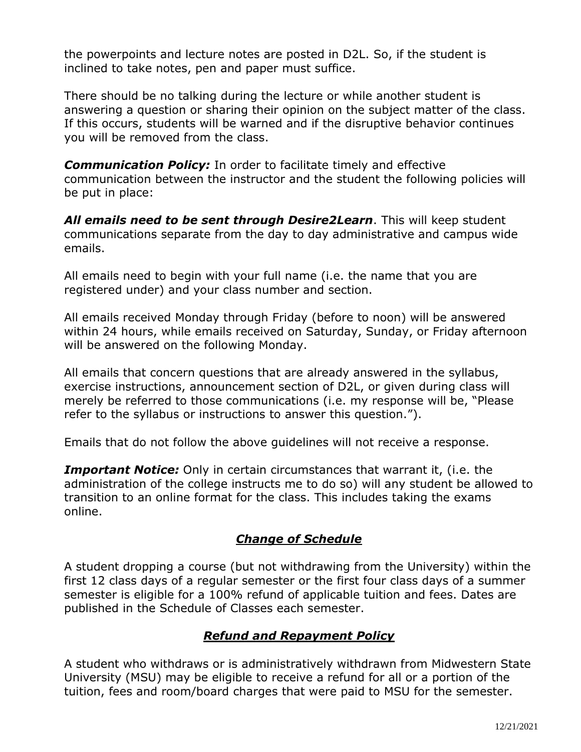the powerpoints and lecture notes are posted in D2L. So, if the student is inclined to take notes, pen and paper must suffice.

There should be no talking during the lecture or while another student is answering a question or sharing their opinion on the subject matter of the class. If this occurs, students will be warned and if the disruptive behavior continues you will be removed from the class.

***Communication Policy:*** In order to facilitate timely and effective communication between the instructor and the student the following policies will be put in place:

***All emails need to be sent through Desire2Learn***. This will keep student communications separate from the day to day administrative and campus wide emails.

All emails need to begin with your full name (i.e. the name that you are registered under) and your class number and section.

All emails received Monday through Friday (before to noon) will be answered within 24 hours, while emails received on Saturday, Sunday, or Friday afternoon will be answered on the following Monday.

All emails that concern questions that are already answered in the syllabus, exercise instructions, announcement section of D2L, or given during class will merely be referred to those communications (i.e. my response will be, "Please refer to the syllabus or instructions to answer this question.").

Emails that do not follow the above guidelines will not receive a response.

***Important Notice:*** Only in certain circumstances that warrant it, (i.e. the administration of the college instructs me to do so) will any student be allowed to transition to an online format for the class. This includes taking the exams online.

## ***Change of Schedule***

A student dropping a course (but not withdrawing from the University) within the first 12 class days of a regular semester or the first four class days of a summer semester is eligible for a 100% refund of applicable tuition and fees. Dates are published in the Schedule of Classes each semester.

## ***Refund and Repayment Policy***

A student who withdraws or is administratively withdrawn from Midwestern State University (MSU) may be eligible to receive a refund for all or a portion of the tuition, fees and room/board charges that were paid to MSU for the semester.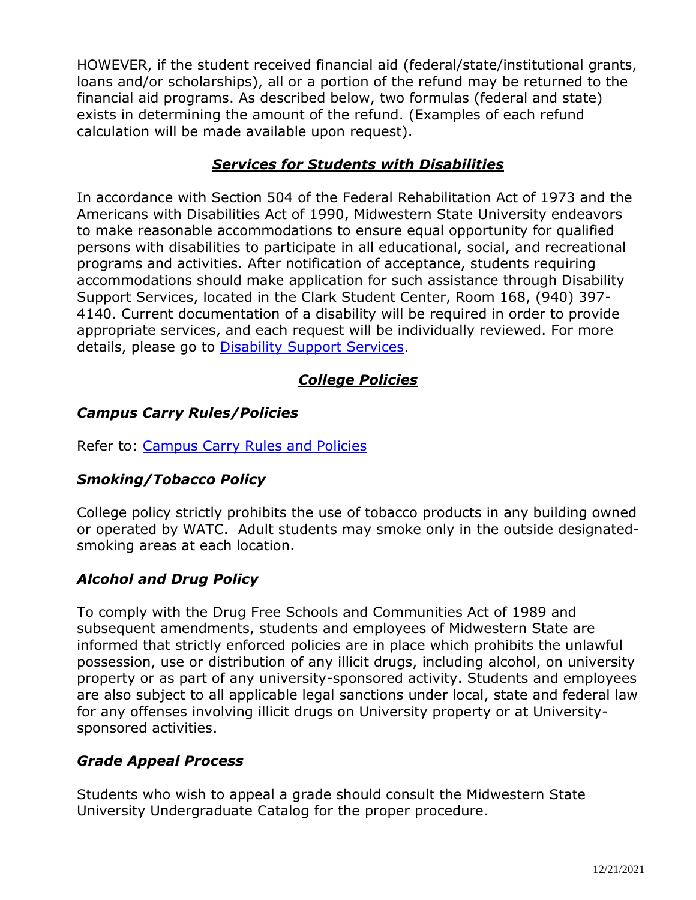HOWEVER, if the student received financial aid (federal/state/institutional grants, loans and/or scholarships), all or a portion of the refund may be returned to the financial aid programs. As described below, two formulas (federal and state) exists in determining the amount of the refund. (Examples of each refund calculation will be made available upon request).

## ***Services for Students with Disabilities***

In accordance with Section 504 of the Federal Rehabilitation Act of 1973 and the Americans with Disabilities Act of 1990, Midwestern State University endeavors to make reasonable accommodations to ensure equal opportunity for qualified persons with disabilities to participate in all educational, social, and recreational programs and activities. After notification of acceptance, students requiring accommodations should make application for such assistance through Disability Support Services, located in the Clark Student Center, Room 168, (940) 397-4140. Current documentation of a disability will be required in order to provide appropriate services, and each request will be individually reviewed. For more details, please go to Disability Support Services.

## ***College Policies***

### *Campus Carry Rules/Policies*

Refer to: Campus Carry Rules and Policies

### *Smoking/Tobacco Policy*

College policy strictly prohibits the use of tobacco products in any building owned or operated by WATC. Adult students may smoke only in the outside designated-smoking areas at each location.

### *Alcohol and Drug Policy*

To comply with the Drug Free Schools and Communities Act of 1989 and subsequent amendments, students and employees of Midwestern State are informed that strictly enforced policies are in place which prohibits the unlawful possession, use or distribution of any illicit drugs, including alcohol, on university property or as part of any university-sponsored activity. Students and employees are also subject to all applicable legal sanctions under local, state and federal law for any offenses involving illicit drugs on University property or at University-sponsored activities.

### *Grade Appeal Process*

Students who wish to appeal a grade should consult the Midwestern State University Undergraduate Catalog for the proper procedure.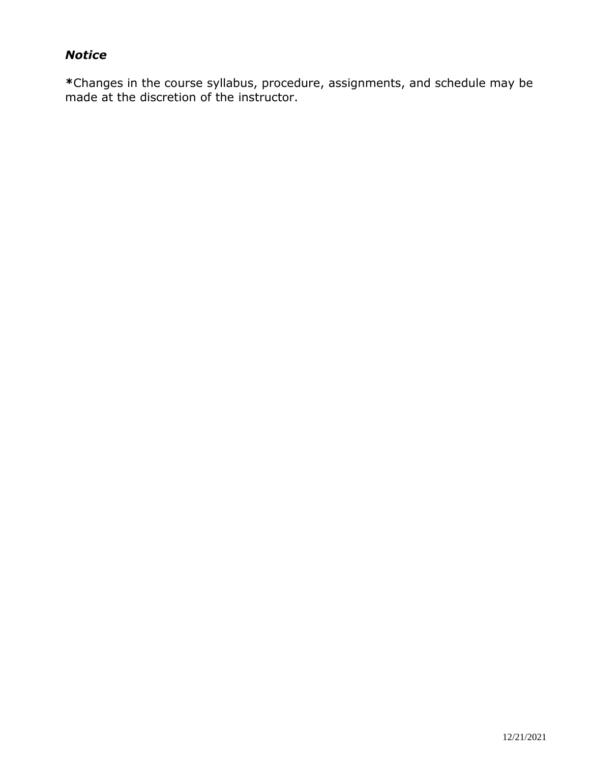***Notice***

**\***Changes in the course syllabus, procedure, assignments, and schedule may be made at the discretion of the instructor.